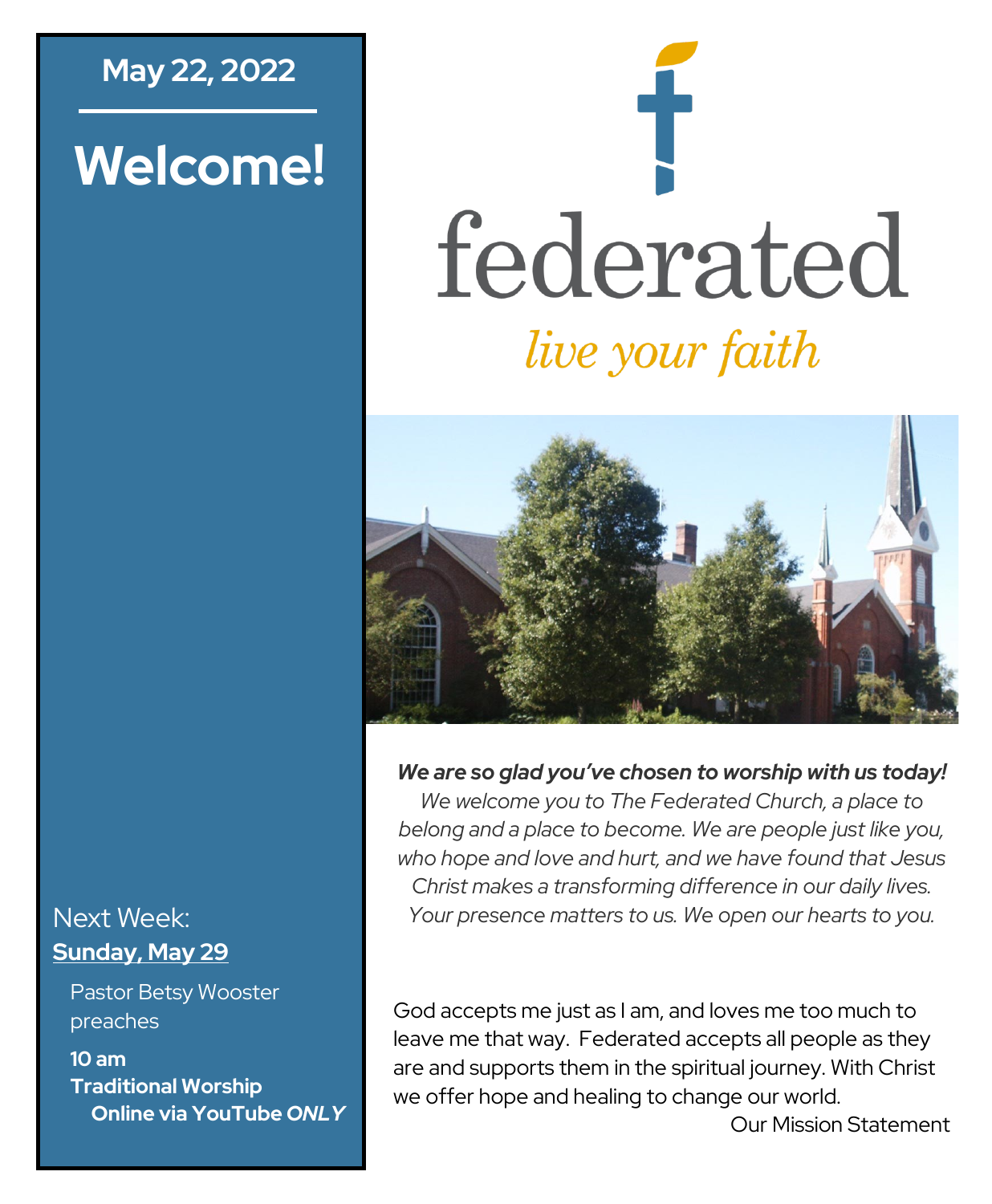**May 22, 2022**

# Welcome!

# federated

*live your faith*

***We are so glad you've chosen to worship with us today!***

*We welcome you to The Federated Church, a place to belong and a place to become. We are people just like you, who hope and love and hurt, and we have found that Jesus Christ makes a transforming difference in our daily lives. Your presence matters to us. We open our hearts to you.*

God accepts me just as I am, and loves me too much to leave me that way. Federated accepts all people as they are and supports them in the spiritual journey. With Christ we offer hope and healing to change our world.

Our Mission Statement

Next Week:

**Sunday, May 29**

Pastor Betsy Wooster preaches

**10 am**
**Traditional Worship**
**Online via YouTube *ONLY***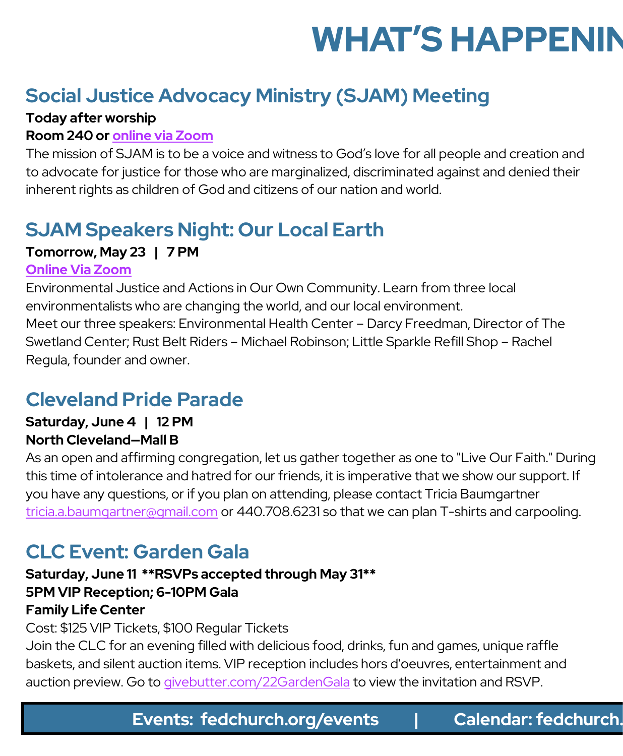# WHAT'S HAPPENIN

## Social Justice Advocacy Ministry (SJAM) Meeting

**Today after worship**
**Room 240 or online via Zoom**

The mission of SJAM is to be a voice and witness to God's love for all people and creation and to advocate for justice for those who are marginalized, discriminated against and denied their inherent rights as children of God and citizens of our nation and world.

## SJAM Speakers Night: Our Local Earth

**Tomorrow, May 23 | 7 PM**
**Online Via Zoom**

Environmental Justice and Actions in Our Own Community. Learn from three local environmentalists who are changing the world, and our local environment.
Meet our three speakers: Environmental Health Center – Darcy Freedman, Director of The Swetland Center; Rust Belt Riders – Michael Robinson; Little Sparkle Refill Shop – Rachel Regula, founder and owner.

## Cleveland Pride Parade

**Saturday, June 4 | 12 PM**
**North Cleveland—Mall B**

As an open and affirming congregation, let us gather together as one to "Live Our Faith." During this time of intolerance and hatred for our friends, it is imperative that we show our support. If you have any questions, or if you plan on attending, please contact Tricia Baumgartner tricia.a.baumgartner@gmail.com or 440.708.6231 so that we can plan T-shirts and carpooling.

## CLC Event: Garden Gala

**Saturday, June 11 **RSVPs accepted through May 31****
**5PM VIP Reception; 6-10PM Gala**
**Family Life Center**

Cost: $125 VIP Tickets, $100 Regular Tickets
Join the CLC for an evening filled with delicious food, drinks, fun and games, unique raffle baskets, and silent auction items. VIP reception includes hors d'oeuvres, entertainment and auction preview. Go to givebutter.com/22GardenGala to view the invitation and RSVP.

**Events: fedchurch.org/events | Calendar: fedchurch.**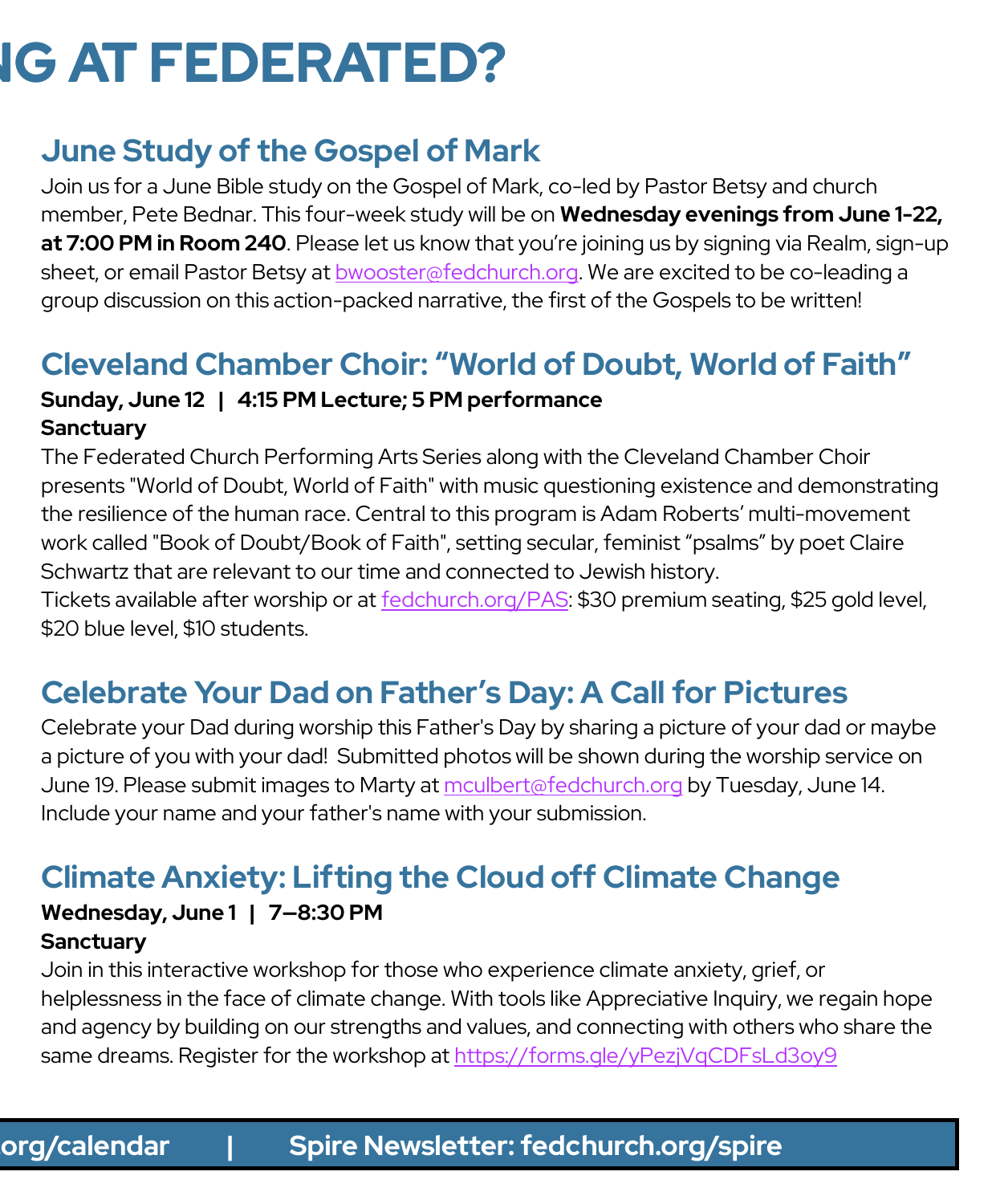# NG AT FEDERATED?

## June Study of the Gospel of Mark

Join us for a June Bible study on the Gospel of Mark, co-led by Pastor Betsy and church member, Pete Bednar. This four-week study will be on **Wednesday evenings from June 1-22, at 7:00 PM in Room 240**. Please let us know that you're joining us by signing via Realm, sign-up sheet, or email Pastor Betsy at bwooster@fedchurch.org. We are excited to be co-leading a group discussion on this action-packed narrative, the first of the Gospels to be written!

## Cleveland Chamber Choir: "World of Doubt, World of Faith"

**Sunday, June 12 | 4:15 PM Lecture; 5 PM performance**
**Sanctuary**

The Federated Church Performing Arts Series along with the Cleveland Chamber Choir presents "World of Doubt, World of Faith" with music questioning existence and demonstrating the resilience of the human race. Central to this program is Adam Roberts' multi-movement work called "Book of Doubt/Book of Faith", setting secular, feminist "psalms" by poet Claire Schwartz that are relevant to our time and connected to Jewish history.
Tickets available after worship or at fedchurch.org/PAS: $30 premium seating, $25 gold level, $20 blue level, $10 students.

## Celebrate Your Dad on Father's Day: A Call for Pictures

Celebrate your Dad during worship this Father's Day by sharing a picture of your dad or maybe a picture of you with your dad! Submitted photos will be shown during the worship service on June 19. Please submit images to Marty at mculbert@fedchurch.org by Tuesday, June 14. Include your name and your father's name with your submission.

## Climate Anxiety: Lifting the Cloud off Climate Change

**Wednesday, June 1 | 7–8:30 PM**
**Sanctuary**

Join in this interactive workshop for those who experience climate anxiety, grief, or helplessness in the face of climate change. With tools like Appreciative Inquiry, we regain hope and agency by building on our strengths and values, and connecting with others who share the same dreams. Register for the workshop at https://forms.gle/yPezjVqCDFsLd3oy9

**org/calendar | Spire Newsletter: fedchurch.org/spire**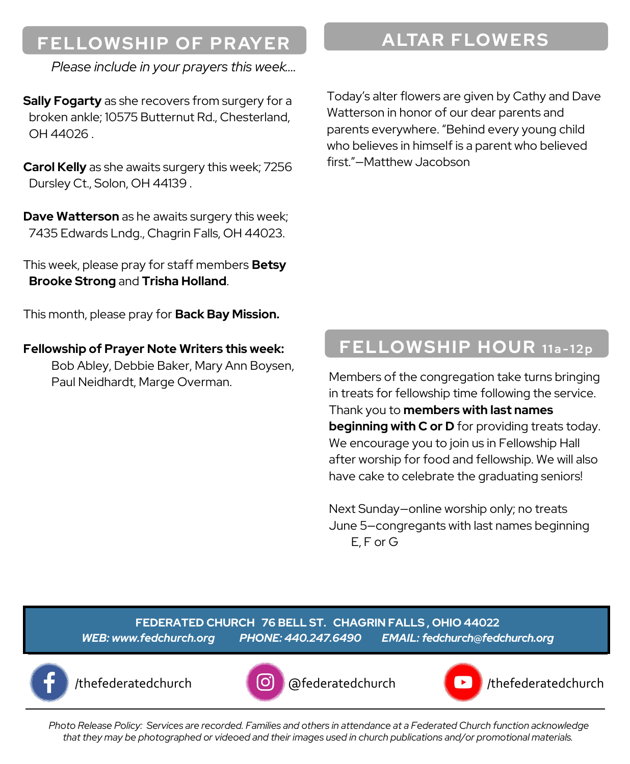## FELLOWSHIP OF PRAYER

*Please include in your prayers this week....*

**Sally Fogarty** as she recovers from surgery for a broken ankle; 10575 Butternut Rd., Chesterland, OH 44026 .

**Carol Kelly** as she awaits surgery this week; 7256 Dursley Ct., Solon, OH 44139 .

**Dave Watterson** as he awaits surgery this week; 7435 Edwards Lndg., Chagrin Falls, OH 44023.

This week, please pray for staff members **Betsy Brooke Strong** and **Trisha Holland**.

This month, please pray for **Back Bay Mission.**

**Fellowship of Prayer Note Writers this week:**
Bob Abley, Debbie Baker, Mary Ann Boysen, Paul Neidhardt, Marge Overman.

## ALTAR FLOWERS

Today's alter flowers are given by Cathy and Dave Watterson in honor of our dear parents and parents everywhere. "Behind every young child who believes in himself is a parent who believed first."—Matthew Jacobson

## FELLOWSHIP HOUR 11a-12p

Members of the congregation take turns bringing in treats for fellowship time following the service. Thank you to **members with last names beginning with C or D** for providing treats today. We encourage you to join us in Fellowship Hall after worship for food and fellowship. We will also have cake to celebrate the graduating seniors!

Next Sunday—online worship only; no treats
June 5—congregants with last names beginning E, F or G

**FEDERATED CHURCH 76 BELL ST. CHAGRIN FALLS , OHIO 44022**
***WEB: www.fedchurch.org PHONE: 440.247.6490 EMAIL: fedchurch@fedchurch.org***

/thefederatedchurch @federatedchurch /thefederatedchurch

*Photo Release Policy: Services are recorded. Families and others in attendance at a Federated Church function acknowledge that they may be photographed or videoed and their images used in church publications and/or promotional materials.*